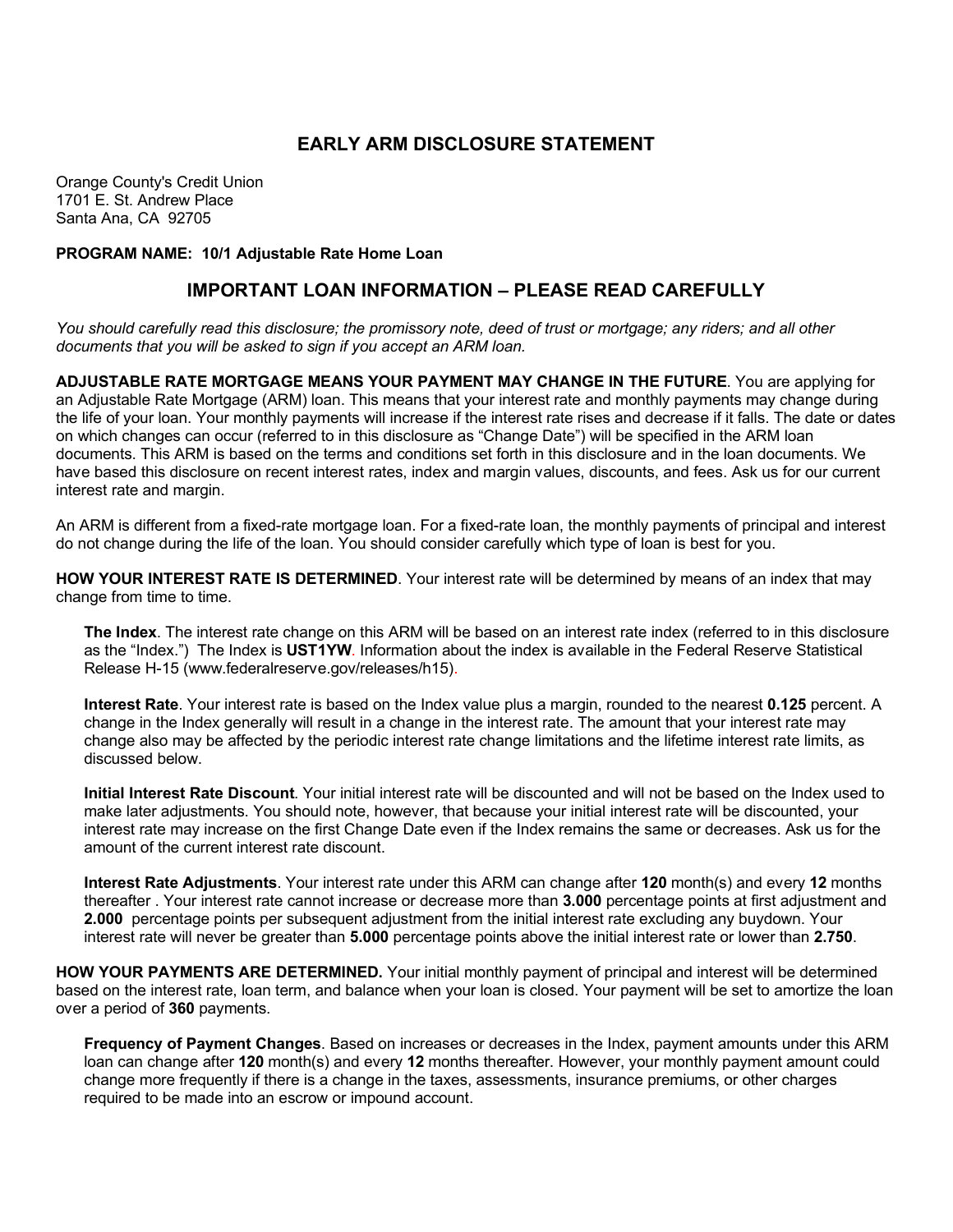# EARLY ARM DISCLOSURE STATEMENT

Orange County's Credit Union
1701 E. St. Andrew Place
Santa Ana, CA 92705

**PROGRAM NAME: 10/1 Adjustable Rate Home Loan**

## IMPORTANT LOAN INFORMATION – PLEASE READ CAREFULLY

*You should carefully read this disclosure; the promissory note, deed of trust or mortgage; any riders; and all other documents that you will be asked to sign if you accept an ARM loan.*

**ADJUSTABLE RATE MORTGAGE MEANS YOUR PAYMENT MAY CHANGE IN THE FUTURE**. You are applying for an Adjustable Rate Mortgage (ARM) loan. This means that your interest rate and monthly payments may change during the life of your loan. Your monthly payments will increase if the interest rate rises and decrease if it falls. The date or dates on which changes can occur (referred to in this disclosure as "Change Date") will be specified in the ARM loan documents. This ARM is based on the terms and conditions set forth in this disclosure and in the loan documents. We have based this disclosure on recent interest rates, index and margin values, discounts, and fees. Ask us for our current interest rate and margin.

An ARM is different from a fixed-rate mortgage loan. For a fixed-rate loan, the monthly payments of principal and interest do not change during the life of the loan. You should consider carefully which type of loan is best for you.

**HOW YOUR INTEREST RATE IS DETERMINED**. Your interest rate will be determined by means of an index that may change from time to time.

**The Index**. The interest rate change on this ARM will be based on an interest rate index (referred to in this disclosure as the "Index.") The Index is **UST1YW**. Information about the index is available in the Federal Reserve Statistical Release H-15 (www.federalreserve.gov/releases/h15).

**Interest Rate**. Your interest rate is based on the Index value plus a margin, rounded to the nearest **0.125** percent. A change in the Index generally will result in a change in the interest rate. The amount that your interest rate may change also may be affected by the periodic interest rate change limitations and the lifetime interest rate limits, as discussed below.

**Initial Interest Rate Discount**. Your initial interest rate will be discounted and will not be based on the Index used to make later adjustments. You should note, however, that because your initial interest rate will be discounted, your interest rate may increase on the first Change Date even if the Index remains the same or decreases. Ask us for the amount of the current interest rate discount.

**Interest Rate Adjustments**. Your interest rate under this ARM can change after **120** month(s) and every **12** months thereafter . Your interest rate cannot increase or decrease more than **3.000** percentage points at first adjustment and **2.000** percentage points per subsequent adjustment from the initial interest rate excluding any buydown. Your interest rate will never be greater than **5.000** percentage points above the initial interest rate or lower than **2.750**.

**HOW YOUR PAYMENTS ARE DETERMINED.** Your initial monthly payment of principal and interest will be determined based on the interest rate, loan term, and balance when your loan is closed. Your payment will be set to amortize the loan over a period of **360** payments.

**Frequency of Payment Changes**. Based on increases or decreases in the Index, payment amounts under this ARM loan can change after **120** month(s) and every **12** months thereafter. However, your monthly payment amount could change more frequently if there is a change in the taxes, assessments, insurance premiums, or other charges required to be made into an escrow or impound account.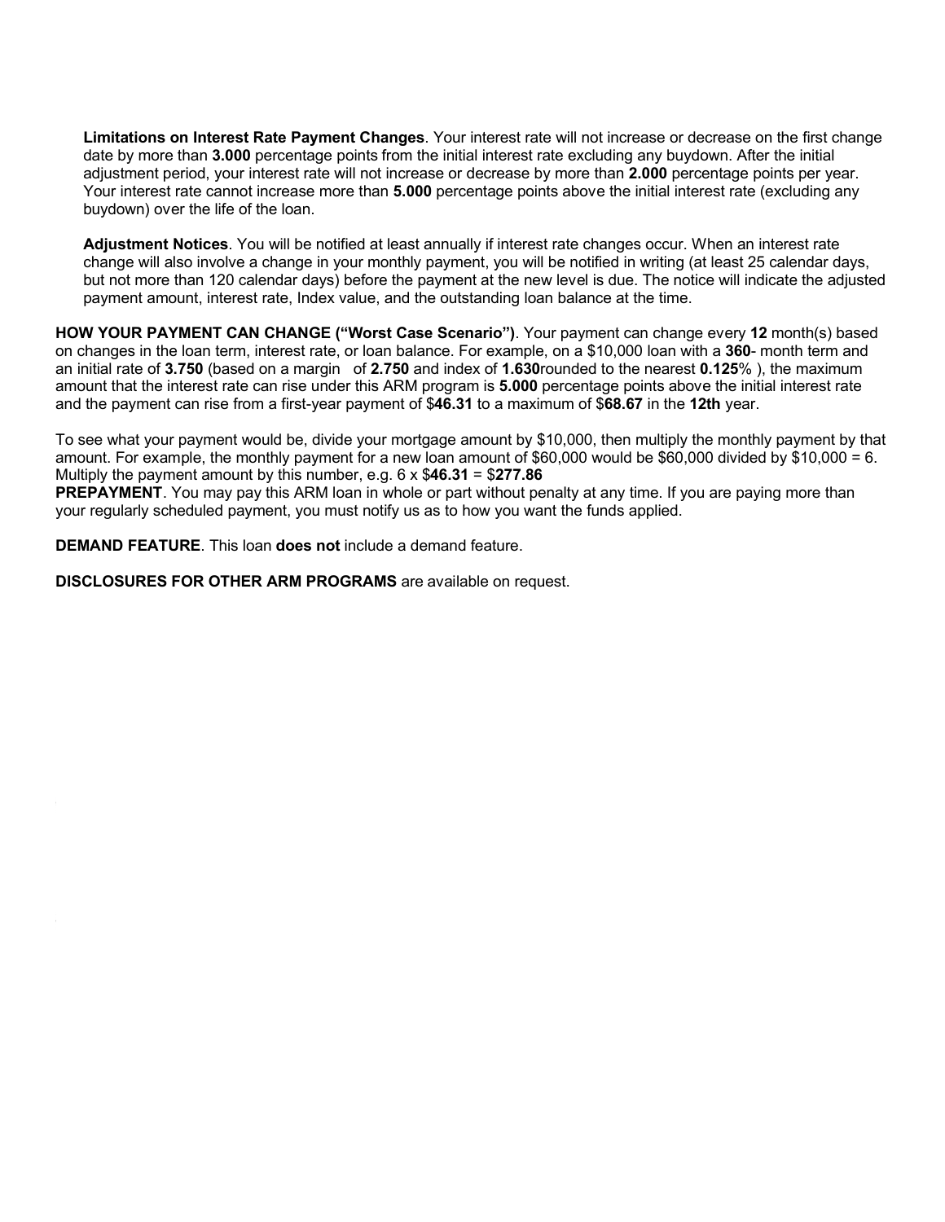**Limitations on Interest Rate Payment Changes**. Your interest rate will not increase or decrease on the first change date by more than **3.000** percentage points from the initial interest rate excluding any buydown. After the initial adjustment period, your interest rate will not increase or decrease by more than **2.000** percentage points per year. Your interest rate cannot increase more than **5.000** percentage points above the initial interest rate (excluding any buydown) over the life of the loan.

**Adjustment Notices**. You will be notified at least annually if interest rate changes occur. When an interest rate change will also involve a change in your monthly payment, you will be notified in writing (at least 25 calendar days, but not more than 120 calendar days) before the payment at the new level is due. The notice will indicate the adjusted payment amount, interest rate, Index value, and the outstanding loan balance at the time.

**HOW YOUR PAYMENT CAN CHANGE ("Worst Case Scenario")**. Your payment can change every **12** month(s) based on changes in the loan term, interest rate, or loan balance. For example, on a $10,000 loan with a **360**- month term and an initial rate of **3.750** (based on a margin of **2.750** and index of **1.630**rounded to the nearest **0.125**% ), the maximum amount that the interest rate can rise under this ARM program is **5.000** percentage points above the initial interest rate and the payment can rise from a first-year payment of $**46.31** to a maximum of $**68.67** in the **12th** year.

To see what your payment would be, divide your mortgage amount by $10,000, then multiply the monthly payment by that amount. For example, the monthly payment for a new loan amount of $60,000 would be $60,000 divided by $10,000 = 6. Multiply the payment amount by this number, e.g. 6 x $**46.31** = $**277.86**

**PREPAYMENT**. You may pay this ARM loan in whole or part without penalty at any time. If you are paying more than your regularly scheduled payment, you must notify us as to how you want the funds applied.

**DEMAND FEATURE**. This loan **does not** include a demand feature.

**DISCLOSURES FOR OTHER ARM PROGRAMS** are available on request.